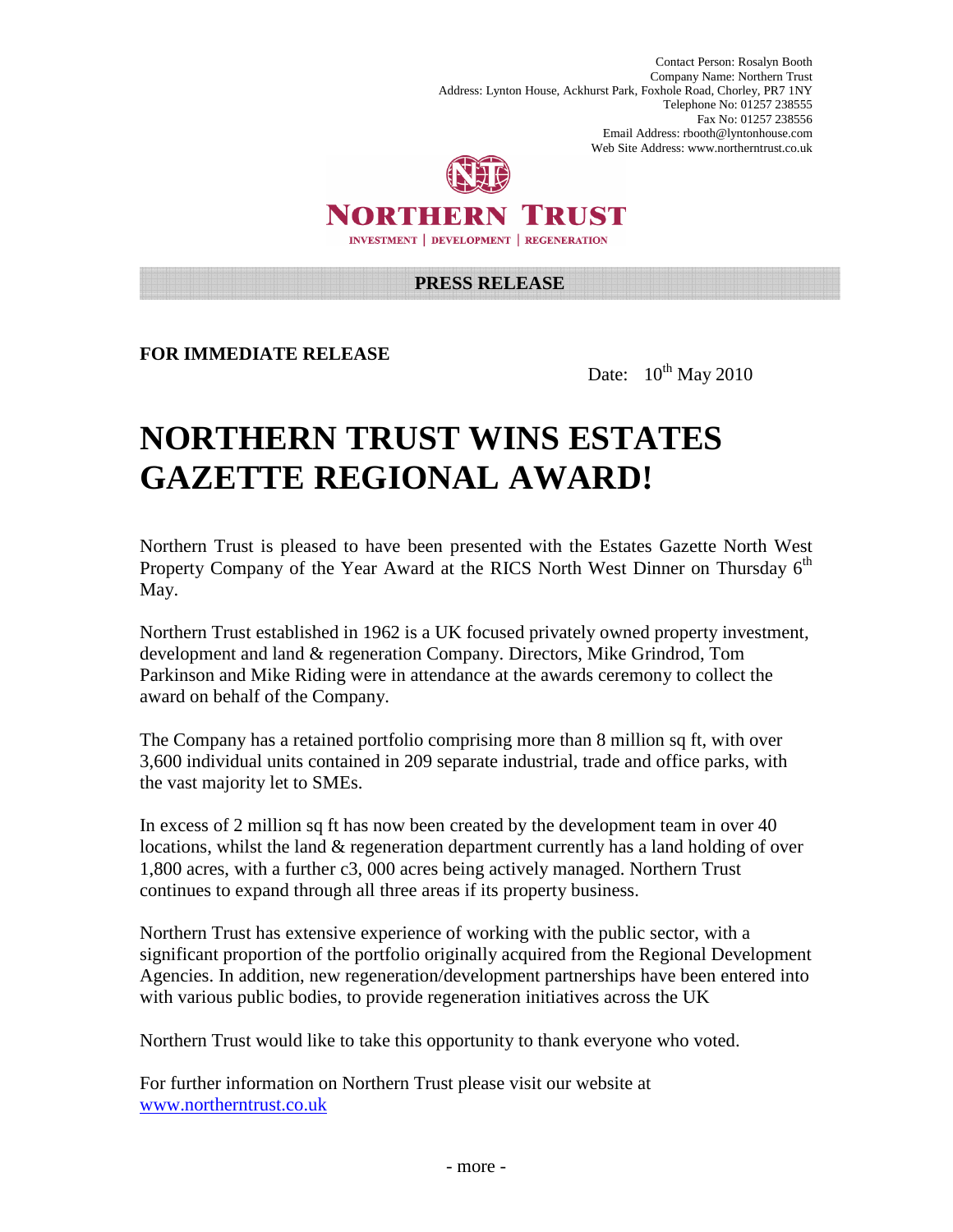Contact Person: Rosalyn Booth
Company Name: Northern Trust
Address: Lynton House, Ackhurst Park, Foxhole Road, Chorley, PR7 1NY
Telephone No: 01257 238555
Fax No: 01257 238556
Email Address: rbooth@lyntonhouse.com
Web Site Address: www.northerntrust.co.uk

**NORTHERN TRUST**

INVESTMENT | DEVELOPMENT | REGENERATION

**PRESS RELEASE**

**FOR IMMEDIATE RELEASE**

Date: 10th May 2010

# NORTHERN TRUST WINS ESTATES GAZETTE REGIONAL AWARD!

Northern Trust is pleased to have been presented with the Estates Gazette North West Property Company of the Year Award at the RICS North West Dinner on Thursday 6th May.

Northern Trust established in 1962 is a UK focused privately owned property investment, development and land & regeneration Company. Directors, Mike Grindrod, Tom Parkinson and Mike Riding were in attendance at the awards ceremony to collect the award on behalf of the Company.

The Company has a retained portfolio comprising more than 8 million sq ft, with over 3,600 individual units contained in 209 separate industrial, trade and office parks, with the vast majority let to SMEs.

In excess of 2 million sq ft has now been created by the development team in over 40 locations, whilst the land & regeneration department currently has a land holding of over 1,800 acres, with a further c3, 000 acres being actively managed. Northern Trust continues to expand through all three areas if its property business.

Northern Trust has extensive experience of working with the public sector, with a significant proportion of the portfolio originally acquired from the Regional Development Agencies. In addition, new regeneration/development partnerships have been entered into with various public bodies, to provide regeneration initiatives across the UK

Northern Trust would like to take this opportunity to thank everyone who voted.

For further information on Northern Trust please visit our website at www.northerntrust.co.uk

- more -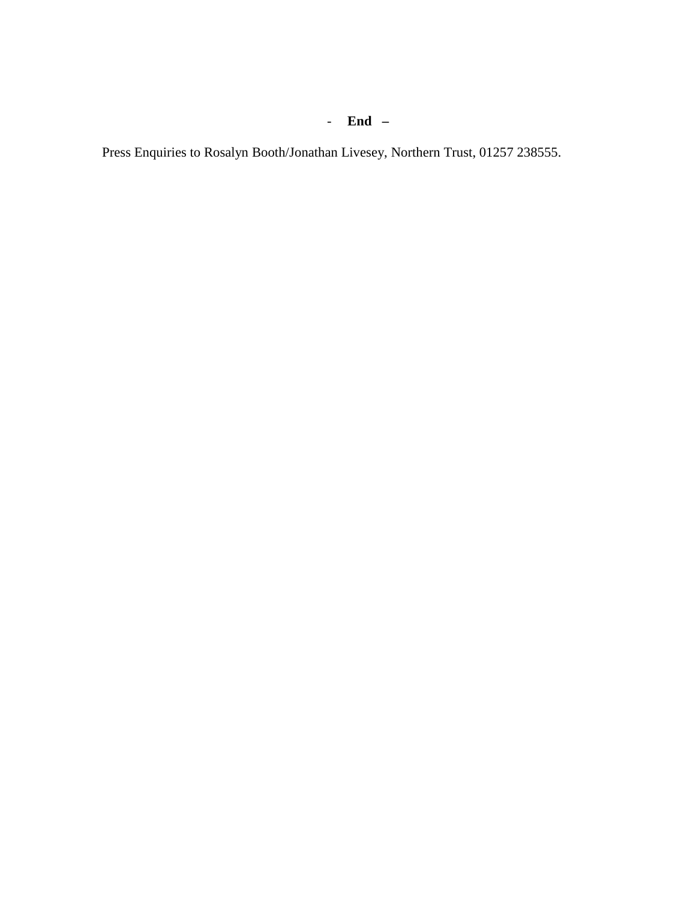**- End –**

Press Enquiries to Rosalyn Booth/Jonathan Livesey, Northern Trust, 01257 238555.